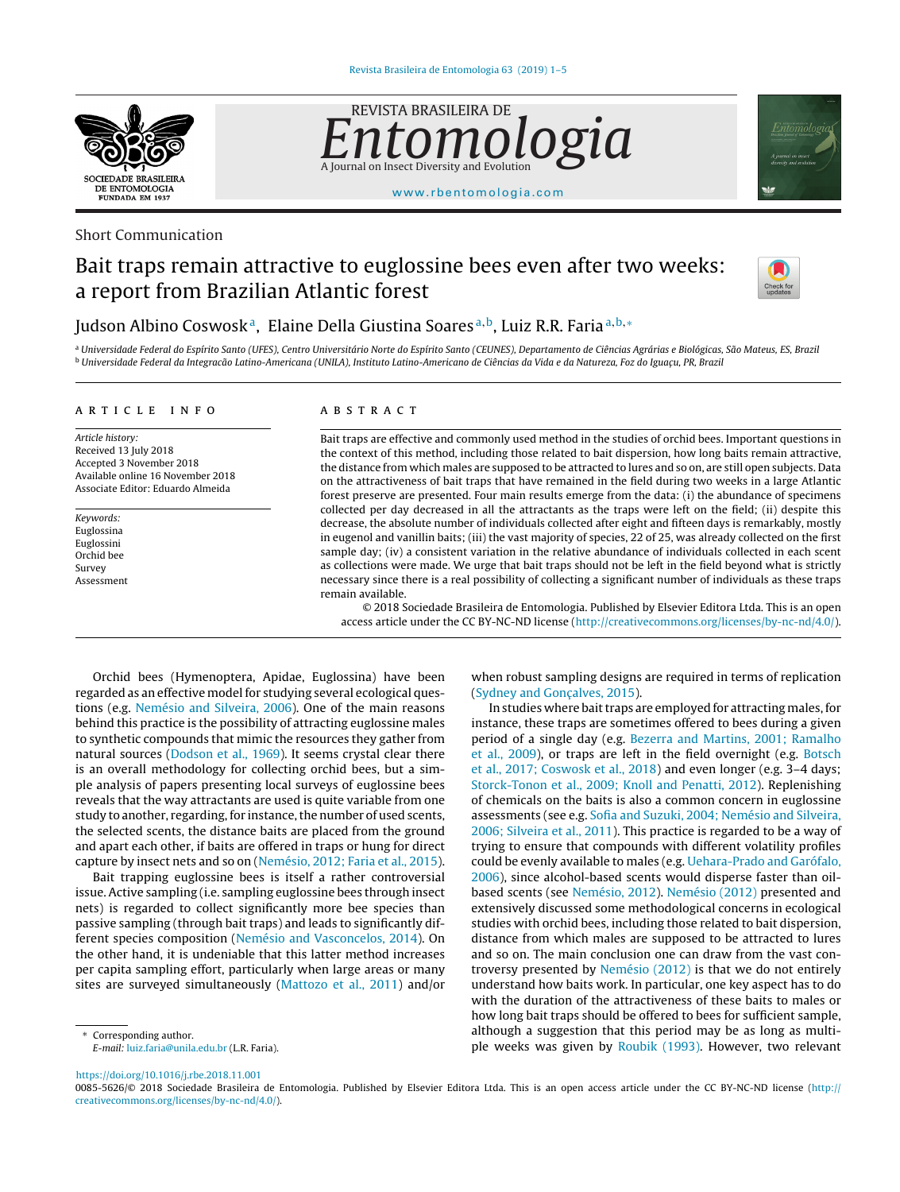Short Communication

# Bait traps remain attractive to euglossine bees even after two weeks: a report from Brazilian Atlantic forest

Judson Albino Coswosk[a], Elaine Della Giustina Soares[a,b], Luiz R.R. Faria[a,b,*]

[a] Universidade Federal do Espírito Santo (UFES), Centro Universitário Norte do Espírito Santo (CEUNES), Departamento de Ciências Agrárias e Biológicas, São Mateus, ES, Brazil
[b] Universidade Federal da Integracão Latino-Americana (UNILA), Instituto Latino-Americano de Ciências da Vida e da Natureza, Foz do Iguaçu, PR, Brazil

## ARTICLE INFO

*Article history:*
Received 13 July 2018
Accepted 3 November 2018
Available online 16 November 2018
Associate Editor: Eduardo Almeida

*Keywords:*
Euglossina
Euglossini
Orchid bee
Survey
Assessment

## ABSTRACT

Bait traps are effective and commonly used method in the studies of orchid bees. Important questions in the context of this method, including those related to bait dispersion, how long baits remain attractive, the distance from which males are supposed to be attracted to lures and so on, are still open subjects. Data on the attractiveness of bait traps that have remained in the field during two weeks in a large Atlantic forest preserve are presented. Four main results emerge from the data: (i) the abundance of specimens collected per day decreased in all the attractants as the traps were left on the field; (ii) despite this decrease, the absolute number of individuals collected after eight and fifteen days is remarkably, mostly in eugenol and vanillin baits; (iii) the vast majority of species, 22 of 25, was already collected on the first sample day; (iv) a consistent variation in the relative abundance of individuals collected in each scent as collections were made. We urge that bait traps should not be left in the field beyond what is strictly necessary since there is a real possibility of collecting a significant number of individuals as these traps remain available.

© 2018 Sociedade Brasileira de Entomologia. Published by Elsevier Editora Ltda. This is an open access article under the CC BY-NC-ND license (http://creativecommons.org/licenses/by-nc-nd/4.0/).

Orchid bees (Hymenoptera, Apidae, Euglossina) have been regarded as an effective model for studying several ecological questions (e.g. Nemésio and Silveira, 2006). One of the main reasons behind this practice is the possibility of attracting euglossine males to synthetic compounds that mimic the resources they gather from natural sources (Dodson et al., 1969). It seems crystal clear there is an overall methodology for collecting orchid bees, but a simple analysis of papers presenting local surveys of euglossine bees reveals that the way attractants are used is quite variable from one study to another, regarding, for instance, the number of used scents, the selected scents, the distance baits are placed from the ground and apart each other, if baits are offered in traps or hung for direct capture by insect nets and so on (Nemésio, 2012; Faria et al., 2015).

Bait trapping euglossine bees is itself a rather controversial issue. Active sampling (i.e. sampling euglossine bees through insect nets) is regarded to collect significantly more bee species than passive sampling (through bait traps) and leads to significantly different species composition (Nemésio and Vasconcelos, 2014). On the other hand, it is undeniable that this latter method increases per capita sampling effort, particularly when large areas or many sites are surveyed simultaneously (Mattozo et al., 2011) and/or when robust sampling designs are required in terms of replication (Sydney and Gonçalves, 2015).

In studies where bait traps are employed for attracting males, for instance, these traps are sometimes offered to bees during a given period of a single day (e.g. Bezerra and Martins, 2001; Ramalho et al., 2009), or traps are left in the field overnight (e.g. Botsch et al., 2017; Coswosk et al., 2018) and even longer (e.g. 3–4 days; Storck-Tonon et al., 2009; Knoll and Penatti, 2012). Replenishing of chemicals on the baits is also a common concern in euglossine assessments (see e.g. Sofia and Suzuki, 2004; Nemésio and Silveira, 2006; Silveira et al., 2011). This practice is regarded to be a way of trying to ensure that compounds with different volatility profiles could be evenly available to males (e.g. Uehara-Prado and Garófalo, 2006), since alcohol-based scents would disperse faster than oil-based scents (see Nemésio, 2012). Nemésio (2012) presented and extensively discussed some methodological concerns in ecological studies with orchid bees, including those related to bait dispersion, distance from which males are supposed to be attracted to lures and so on. The main conclusion one can draw from the vast controversy presented by Nemésio (2012) is that we do not entirely understand how baits work. In particular, one key aspect has to do with the duration of the attractiveness of these baits to males or how long bait traps should be offered to bees for sufficient sample, although a suggestion that this period may be as long as multiple weeks was given by Roubik (1993). However, two relevant

* Corresponding author.
E-mail: luiz.faria@unila.edu.br (L.R. Faria).

https://doi.org/10.1016/j.rbe.2018.11.001
0085-5626/© 2018 Sociedade Brasileira de Entomologia. Published by Elsevier Editora Ltda. This is an open access article under the CC BY-NC-ND license (http://creativecommons.org/licenses/by-nc-nd/4.0/).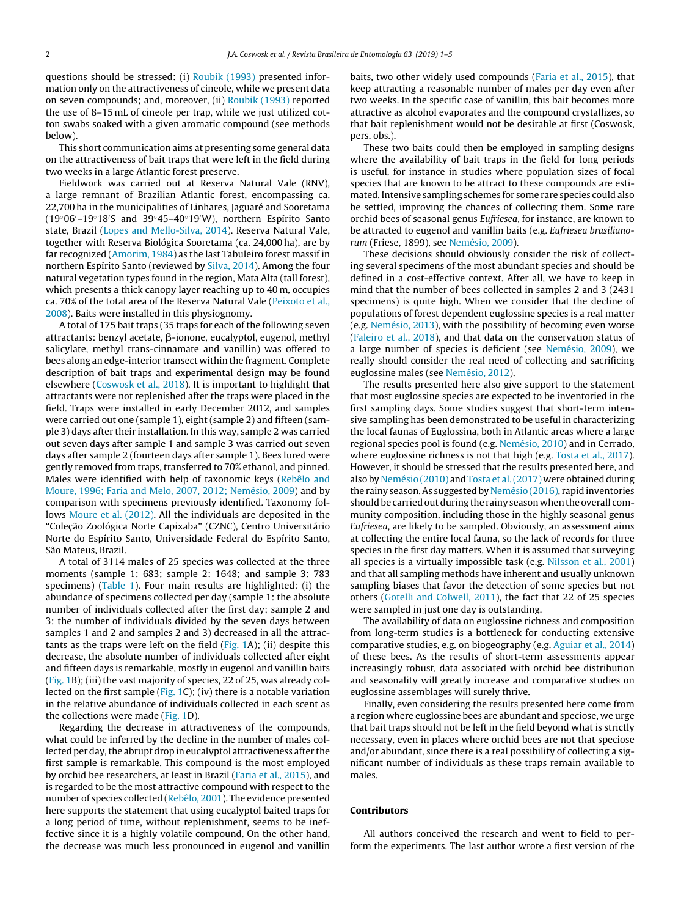questions should be stressed: (i) Roubik (1993) presented information only on the attractiveness of cineole, while we present data on seven compounds; and, moreover, (ii) Roubik (1993) reported the use of 8–15 mL of cineole per trap, while we just utilized cotton swabs soaked with a given aromatic compound (see methods below).

This short communication aims at presenting some general data on the attractiveness of bait traps that were left in the field during two weeks in a large Atlantic forest preserve.

Fieldwork was carried out at Reserva Natural Vale (RNV), a large remnant of Brazilian Atlantic forest, encompassing ca. 22,700 ha in the municipalities of Linhares, Jaguaré and Sooretama (19°06′–19°18′S and 39°45–40°19′W), northern Espírito Santo state, Brazil (Lopes and Mello-Silva, 2014). Reserva Natural Vale, together with Reserva Biológica Sooretama (ca. 24,000 ha), are by far recognized (Amorim, 1984) as the last Tabuleiro forest massif in northern Espírito Santo (reviewed by Silva, 2014). Among the four natural vegetation types found in the region, Mata Alta (tall forest), which presents a thick canopy layer reaching up to 40 m, occupies ca. 70% of the total area of the Reserva Natural Vale (Peixoto et al., 2008). Baits were installed in this physiognomy.

A total of 175 bait traps (35 traps for each of the following seven attractants: benzyl acetate, β-ionone, eucalyptol, eugenol, methyl salicylate, methyl trans-cinnamate and vanillin) was offered to bees along an edge-interior transect within the fragment. Complete description of bait traps and experimental design may be found elsewhere (Coswosk et al., 2018). It is important to highlight that attractants were not replenished after the traps were placed in the field. Traps were installed in early December 2012, and samples were carried out one (sample 1), eight (sample 2) and fifteen (sample 3) days after their installation. In this way, sample 2 was carried out seven days after sample 1 and sample 3 was carried out seven days after sample 2 (fourteen days after sample 1). Bees lured were gently removed from traps, transferred to 70% ethanol, and pinned. Males were identified with help of taxonomic keys (Rebêlo and Moure, 1996; Faria and Melo, 2007, 2012; Nemésio, 2009) and by comparison with specimens previously identified. Taxonomy follows Moure et al. (2012). All the individuals are deposited in the "Coleção Zoológica Norte Capixaba" (CZNC), Centro Universitário Norte do Espírito Santo, Universidade Federal do Espírito Santo, São Mateus, Brazil.

A total of 3114 males of 25 species was collected at the three moments (sample 1: 683; sample 2: 1648; and sample 3: 783 specimens) (Table 1). Four main results are highlighted: (i) the abundance of specimens collected per day (sample 1: the absolute number of individuals collected after the first day; sample 2 and 3: the number of individuals divided by the seven days between samples 1 and 2 and samples 2 and 3) decreased in all the attractants as the traps were left on the field (Fig. 1A); (ii) despite this decrease, the absolute number of individuals collected after eight and fifteen days is remarkable, mostly in eugenol and vanillin baits (Fig. 1B); (iii) the vast majority of species, 22 of 25, was already collected on the first sample (Fig. 1C); (iv) there is a notable variation in the relative abundance of individuals collected in each scent as the collections were made (Fig. 1D).

Regarding the decrease in attractiveness of the compounds, what could be inferred by the decline in the number of males collected per day, the abrupt drop in eucalyptol attractiveness after the first sample is remarkable. This compound is the most employed by orchid bee researchers, at least in Brazil (Faria et al., 2015), and is regarded to be the most attractive compound with respect to the number of species collected (Rebêlo, 2001). The evidence presented here supports the statement that using eucalyptol baited traps for a long period of time, without replenishment, seems to be ineffective since it is a highly volatile compound. On the other hand, the decrease was much less pronounced in eugenol and vanillin baits, two other widely used compounds (Faria et al., 2015), that keep attracting a reasonable number of males per day even after two weeks. In the specific case of vanillin, this bait becomes more attractive as alcohol evaporates and the compound crystallizes, so that bait replenishment would not be desirable at first (Coswosk, pers. obs.).

These two baits could then be employed in sampling designs where the availability of bait traps in the field for long periods is useful, for instance in studies where population sizes of focal species that are known to be attract to these compounds are estimated. Intensive sampling schemes for some rare species could also be settled, improving the chances of collecting them. Some rare orchid bees of seasonal genus *Eufriesea*, for instance, are known to be attracted to eugenol and vanillin baits (e.g. *Eufriesea brasilianorum* (Friese, 1899), see Nemésio, 2009).

These decisions should obviously consider the risk of collecting several specimens of the most abundant species and should be defined in a cost-effective context. After all, we have to keep in mind that the number of bees collected in samples 2 and 3 (2431 specimens) is quite high. When we consider that the decline of populations of forest dependent euglossine species is a real matter (e.g. Nemésio, 2013), with the possibility of becoming even worse (Faleiro et al., 2018), and that data on the conservation status of a large number of species is deficient (see Nemésio, 2009), we really should consider the real need of collecting and sacrificing euglossine males (see Nemésio, 2012).

The results presented here also give support to the statement that most euglossine species are expected to be inventoried in the first sampling days. Some studies suggest that short-term intensive sampling has been demonstrated to be useful in characterizing the local faunas of Euglossina, both in Atlantic areas where a large regional species pool is found (e.g. Nemésio, 2010) and in Cerrado, where euglossine richness is not that high (e.g. Tosta et al., 2017). However, it should be stressed that the results presented here, and also by Nemésio (2010) and Tosta et al. (2017) were obtained during the rainy season. As suggested by Nemésio (2016), rapid inventories should be carried out during the rainy season when the overall community composition, including those in the highly seasonal genus *Eufriesea*, are likely to be sampled. Obviously, an assessment aims at collecting the entire local fauna, so the lack of records for three species in the first day matters. When it is assumed that surveying all species is a virtually impossible task (e.g. Nilsson et al., 2001) and that all sampling methods have inherent and usually unknown sampling biases that favor the detection of some species but not others (Gotelli and Colwell, 2011), the fact that 22 of 25 species were sampled in just one day is outstanding.

The availability of data on euglossine richness and composition from long-term studies is a bottleneck for conducting extensive comparative studies, e.g. on biogeography (e.g. Aguiar et al., 2014) of these bees. As the results of short-term assessments appear increasingly robust, data associated with orchid bee distribution and seasonality will greatly increase and comparative studies on euglossine assemblages will surely thrive.

Finally, even considering the results presented here come from a region where euglossine bees are abundant and speciose, we urge that bait traps should not be left in the field beyond what is strictly necessary, even in places where orchid bees are not that speciose and/or abundant, since there is a real possibility of collecting a significant number of individuals as these traps remain available to males.

## Contributors

All authors conceived the research and went to field to perform the experiments. The last author wrote a first version of the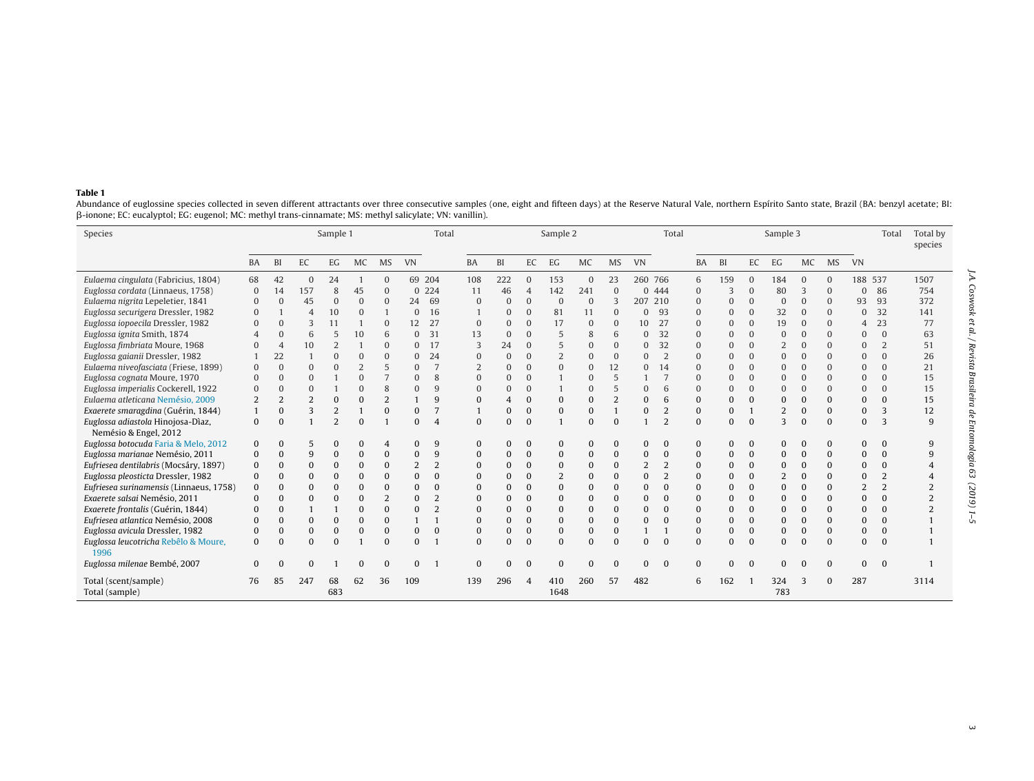**Table 1**

Abundance of euglossine species collected in seven different attractants over three consecutive samples (one, eight and fifteen days) at the Reserve Natural Vale, northern Espírito Santo state, Brazil (BA: benzyl acetate; BI: β-ionone; EC: eucalyptol; EG: eugenol; MC: methyl trans-cinnamate; MS: methyl salicylate; VN: vanillin).

| Species | Sample 1 | | | | | | | Total | Sample 2 | | | | | | | Total | Sample 3 | | | | | | | Total | Total by species |
|---|---|---|---|---|---|---|---|---|---|---|---|---|---|---|---|---|---|---|---|---|---|---|---|---|---|
| | BA | BI | EC | EG | MC | MS | VN | | BA | BI | EC | EG | MC | MS | VN | | BA | BI | EC | EG | MC | MS | VN | | |
| *Eulaema cingulata* (Fabricius, 1804) | 68 | 42 | 0 | 24 | 1 | 0 | 69 | 204 | 108 | 222 | 0 | 153 | 0 | 23 | 260 | 766 | 6 | 159 | 0 | 184 | 0 | 0 | 188 | 537 | 1507 |
| *Euglossa cordata* (Linnaeus, 1758) | 0 | 14 | 157 | 8 | 45 | 0 | 0 | 224 | 11 | 46 | 4 | 142 | 241 | 0 | 0 | 444 | 0 | 3 | 0 | 80 | 3 | 0 | 0 | 86 | 754 |
| *Eulaema nigrita* Lepeletier, 1841 | 0 | 0 | 45 | 0 | 0 | 0 | 24 | 69 | 0 | 0 | 0 | 0 | 0 | 3 | 207 | 210 | 0 | 0 | 0 | 0 | 0 | 0 | 93 | 93 | 372 |
| *Euglossa securigera* Dressler, 1982 | 0 | 1 | 4 | 10 | 0 | 1 | 0 | 16 | 1 | 0 | 0 | 81 | 11 | 0 | 0 | 93 | 0 | 0 | 0 | 32 | 0 | 0 | 0 | 32 | 141 |
| *Euglossa iopoecila* Dressler, 1982 | 0 | 0 | 3 | 11 | 1 | 0 | 12 | 27 | 0 | 0 | 0 | 17 | 0 | 0 | 10 | 27 | 0 | 0 | 0 | 19 | 0 | 0 | 4 | 23 | 77 |
| *Euglossa ignita* Smith, 1874 | 4 | 0 | 6 | 5 | 10 | 6 | 0 | 31 | 13 | 0 | 0 | 5 | 8 | 6 | 0 | 32 | 0 | 0 | 0 | 0 | 0 | 0 | 0 | 0 | 63 |
| *Euglossa fimbriata* Moure, 1968 | 0 | 4 | 10 | 2 | 1 | 0 | 0 | 17 | 3 | 24 | 0 | 5 | 0 | 0 | 0 | 32 | 0 | 0 | 0 | 2 | 0 | 0 | 0 | 2 | 51 |
| *Euglossa gaianii* Dressler, 1982 | 1 | 22 | 1 | 0 | 0 | 0 | 0 | 24 | 0 | 0 | 0 | 2 | 0 | 0 | 0 | 2 | 0 | 0 | 0 | 0 | 0 | 0 | 0 | 0 | 26 |
| *Eulaema niveofasciata* (Friese, 1899) | 0 | 0 | 0 | 0 | 2 | 5 | 0 | 7 | 2 | 0 | 0 | 0 | 0 | 12 | 0 | 14 | 0 | 0 | 0 | 0 | 0 | 0 | 0 | 0 | 21 |
| *Euglossa cognata* Moure, 1970 | 0 | 0 | 0 | 1 | 0 | 7 | 0 | 8 | 0 | 0 | 0 | 1 | 0 | 5 | 1 | 7 | 0 | 0 | 0 | 0 | 0 | 0 | 0 | 0 | 15 |
| *Euglossa imperialis* Cockerell, 1922 | 0 | 0 | 0 | 1 | 0 | 8 | 0 | 9 | 0 | 0 | 0 | 1 | 0 | 5 | 0 | 6 | 0 | 0 | 0 | 0 | 0 | 0 | 0 | 0 | 15 |
| *Eulaema atleticana* Nemésio, 2009 | 2 | 2 | 2 | 0 | 0 | 2 | 1 | 9 | 0 | 4 | 0 | 0 | 0 | 2 | 0 | 6 | 0 | 0 | 0 | 0 | 0 | 0 | 0 | 0 | 15 |
| *Exaerete smaragdina* (Guérin, 1844) | 1 | 0 | 3 | 2 | 1 | 0 | 0 | 7 | 1 | 0 | 0 | 0 | 0 | 1 | 0 | 2 | 0 | 0 | 1 | 2 | 0 | 0 | 0 | 3 | 12 |
| *Euglossa adiastola* Hinojosa-Dìaz, Nemésio & Engel, 2012 | 0 | 0 | 1 | 2 | 0 | 1 | 0 | 4 | 0 | 0 | 0 | 1 | 0 | 0 | 1 | 2 | 0 | 0 | 0 | 3 | 0 | 0 | 0 | 3 | 9 |
| *Euglossa botocuda* Faria & Melo, 2012 | 0 | 0 | 5 | 0 | 0 | 4 | 0 | 9 | 0 | 0 | 0 | 0 | 0 | 0 | 0 | 0 | 0 | 0 | 0 | 0 | 0 | 0 | 0 | 0 | 9 |
| *Euglossa marianae* Nemésio, 2011 | 0 | 0 | 9 | 0 | 0 | 0 | 0 | 9 | 0 | 0 | 0 | 0 | 0 | 0 | 0 | 0 | 0 | 0 | 0 | 0 | 0 | 0 | 0 | 0 | 9 |
| *Eufriesea dentilabris* (Mocsáry, 1897) | 0 | 0 | 0 | 0 | 0 | 0 | 2 | 2 | 0 | 0 | 0 | 0 | 0 | 0 | 2 | 2 | 0 | 0 | 0 | 0 | 0 | 0 | 0 | 0 | 4 |
| *Euglossa pleosticta* Dressler, 1982 | 0 | 0 | 0 | 0 | 0 | 0 | 0 | 0 | 0 | 0 | 0 | 2 | 0 | 0 | 0 | 2 | 0 | 0 | 0 | 2 | 0 | 0 | 0 | 2 | 4 |
| *Eufriesea surinamensis* (Linnaeus, 1758) | 0 | 0 | 0 | 0 | 0 | 0 | 0 | 0 | 0 | 0 | 0 | 0 | 0 | 0 | 0 | 0 | 0 | 0 | 0 | 0 | 0 | 0 | 2 | 2 | 2 |
| *Exaerete salsai* Nemésio, 2011 | 0 | 0 | 0 | 0 | 0 | 2 | 0 | 2 | 0 | 0 | 0 | 0 | 0 | 0 | 0 | 0 | 0 | 0 | 0 | 0 | 0 | 0 | 0 | 0 | 2 |
| *Exaerete frontalis* (Guérin, 1844) | 0 | 0 | 1 | 1 | 0 | 0 | 0 | 2 | 0 | 0 | 0 | 0 | 0 | 0 | 0 | 0 | 0 | 0 | 0 | 0 | 0 | 0 | 0 | 0 | 2 |
| *Eufriesea atlantica* Nemésio, 2008 | 0 | 0 | 0 | 0 | 0 | 0 | 1 | 1 | 0 | 0 | 0 | 0 | 0 | 0 | 0 | 0 | 0 | 0 | 0 | 0 | 0 | 0 | 0 | 0 | 1 |
| *Euglossa avicula* Dressler, 1982 | 0 | 0 | 0 | 0 | 0 | 0 | 0 | 0 | 0 | 0 | 0 | 0 | 0 | 0 | 1 | 1 | 0 | 0 | 0 | 0 | 0 | 0 | 0 | 0 | 1 |
| *Euglossa leucotricha* Rebêlo & Moure, 1996 | 0 | 0 | 0 | 0 | 1 | 0 | 0 | 1 | 0 | 0 | 0 | 0 | 0 | 0 | 0 | 0 | 0 | 0 | 0 | 0 | 0 | 0 | 0 | 0 | 1 |
| *Euglossa milenae* Bembé, 2007 | 0 | 0 | 0 | 1 | 0 | 0 | 0 | 1 | 0 | 0 | 0 | 0 | 0 | 0 | 0 | 0 | 0 | 0 | 0 | 0 | 0 | 0 | 0 | 0 | 1 |
| Total (scent/sample) | 76 | 85 | 247 | 68 | 62 | 36 | 109 | | 139 | 296 | 4 | 410 | 260 | 57 | 482 | | 6 | 162 | 1 | 324 | 3 | 0 | 287 | | 3114 |
| Total (sample) | | | | 683 | | | | | | | | 1648 | | | | | | | | 783 | | | | | |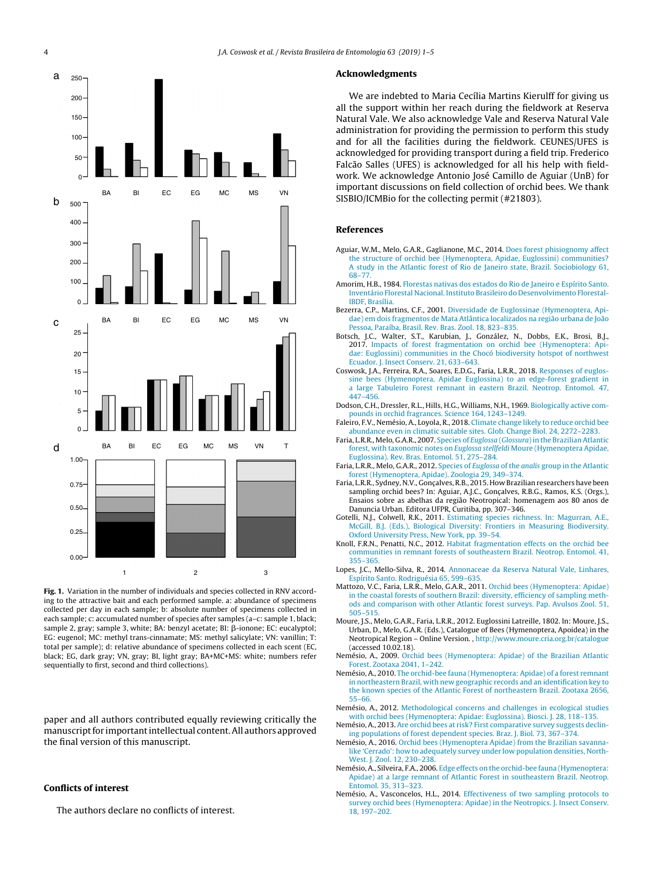Fig. 1. Variation in the number of individuals and species collected in RNV according to the attractive bait and each performed sample. a: abundance of specimens collected per day in each sample; b: absolute number of specimens collected in each sample; c: accumulated number of species after samples (a–c: sample 1, black; sample 2, gray; sample 3, white; BA: benzyl acetate; BI: β-ionone; EC: eucalyptol; EG: eugenol; MC: methyl trans-cinnamate; MS: methyl salicylate; VN: vanillin; T: total per sample); d: relative abundance of specimens collected in each scent (EC, black; EG, dark gray; VN, gray; BI, light gray; BA+MC+MS: white; numbers refer sequentially to first, second and third collections).

paper and all authors contributed equally reviewing critically the manuscript for important intellectual content. All authors approved the final version of this manuscript.

## Conflicts of interest

The authors declare no conflicts of interest.

## Acknowledgments

We are indebted to Maria Cecília Martins Kierulff for giving us all the support within her reach during the fieldwork at Reserva Natural Vale. We also acknowledge Vale and Reserva Natural Vale administration for providing the permission to perform this study and for all the facilities during the fieldwork. CEUNES/UFES is acknowledged for providing transport during a field trip. Frederico Falcão Salles (UFES) is acknowledged for all his help with fieldwork. We acknowledge Antonio José Camillo de Aguiar (UnB) for important discussions on field collection of orchid bees. We thank SISBIO/ICMBio for the collecting permit (#21803).

## References

Aguiar, W.M., Melo, G.A.R., Gaglianone, M.C., 2014. Does forest phisiognomy affect the structure of orchid bee (Hymenoptera, Apidae, Euglossini) communities? A study in the Atlantic forest of Rio de Janeiro state, Brazil. Sociobiology 61, 68–77.

Amorim, H.B., 1984. Florestas nativas dos estados do Rio de Janeiro e Espírito Santo. Inventário Florestal Nacional. Instituto Brasileiro do Desenvolvimento Florestal-IBDF, Brasília.

Bezerra, C.P., Martins, C.F., 2001. Diversidade de Euglossinae (Hymenoptera, Apidae) em dois fragmentos de Mata Atlântica localizados na região urbana de João Pessoa, Paraíba, Brasil. Rev. Bras. Zool. 18, 823–835.

Botsch, J.C., Walter, S.T., Karubian, J., González, N., Dobbs, E.K., Brosi, B.J., 2017. Impacts of forest fragmentation on orchid bee (Hymenoptera: Apidae: Euglossini) communities in the Chocó biodiversity hotspot of northwest Ecuador. J. Insect Conserv. 21, 633–643.

Coswosk, J.A., Ferreira, R.A., Soares, E.D.G., Faria, L.R.R., 2018. Responses of euglossine bees (Hymenoptera, Apidae Euglossina) to an edge-forest gradient in a large Tabuleiro Forest remnant in eastern Brazil. Neotrop. Entomol. 47, 447–456.

Dodson, C.H., Dressler, R.L., Hills, H.G., Williams, N.H., 1969. Biologically active compounds in orchid fragrances. Science 164, 1243–1249.

Faleiro, F.V., Nemésio, A., Loyola, R., 2018. Climate change likely to reduce orchid bee abundance even in climatic suitable sites. Glob. Change Biol. 24, 2272–2283.

Faria, L.R.R., Melo, G.A.R., 2007. Species of *Euglossa* (*Glossura*) in the Brazilian Atlantic forest, with taxonomic notes on *Euglossa stellfeldi* Moure (Hymenoptera Apidae, Euglossina). Rev. Bras. Entomol. 51, 275–284.

Faria, L.R.R., Melo, G.A.R., 2012. Species of *Euglossa* of the *analis* group in the Atlantic forest (Hymenoptera, Apidae). Zoologia 29, 349–374.

Faria, L.R.R., Sydney, N.V., Gonçalves, R.B., 2015. How Brazilian researchers have been sampling orchid bees? In: Aguiar, A.J.C., Gonçalves, R.B.G., Ramos, K.S. (Orgs.), Ensaios sobre as abelhas da região Neotropical: homenagem aos 80 anos de Danuncia Urban. Editora UFPR, Curitiba, pp. 307–346.

Gotelli, N.J., Colwell, R.K., 2011. Estimating species richness. In: Magurran, A.E., McGill, B.J. (Eds.), Biological Diversity: Frontiers in Measuring Biodiversity. Oxford University Press, New York, pp. 39–54.

Knoll, F.R.N., Penatti, N.C., 2012. Habitat fragmentation effects on the orchid bee communities in remnant forests of southeastern Brazil. Neotrop. Entomol. 41, 355–365.

Lopes, J.C., Mello-Silva, R., 2014. Annonaceae da Reserva Natural Vale, Linhares, Espírito Santo. Rodriguésia 65, 599–635.

Mattozo, V.C., Faria, L.R.R., Melo, G.A.R., 2011. Orchid bees (Hymenoptera: Apidae) in the coastal forests of southern Brazil: diversity, efficiency of sampling methods and comparison with other Atlantic forest surveys. Pap. Avulsos Zool. 51, 505–515.

Moure, J.S., Melo, G.A.R., Faria, L.R.R., 2012. Euglossini Latreille, 1802. In: Moure, J.S., Urban, D., Melo, G.A.R. (Eds.), Catalogue of Bees (Hymenoptera, Apoidea) in the Neotropical Region – Online Version. , http://www.moure.cria.org.br/catalogue (accessed 10.02.18).

Nemésio, A., 2009. Orchid bees (Hymenoptera: Apidae) of the Brazilian Atlantic Forest. Zootaxa 2041, 1–242.

Nemésio, A., 2010. The orchid-bee fauna (Hymenoptera: Apidae) of a forest remnant in northeastern Brazil, with new geographic records and an identification key to the known species of the Atlantic Forest of northeastern Brazil. Zootaxa 2656, 55–66.

Nemésio, A., 2012. Methodological concerns and challenges in ecological studies with orchid bees (Hymenoptera: Apidae: Euglossina). Biosci. J. 28, 118–135.

Nemésio, A., 2013. Are orchid bees at risk? First comparative survey suggests declining populations of forest dependent species. Braz. J. Biol. 73, 367–374.

Nemésio, A., 2016. Orchid bees (Hymenoptera Apidae) from the Brazilian savanna-like 'Cerrado': how to adequately survey under low population densities. North-West. J. Zool. 12, 230–238.

Nemésio, A., Silveira, F.A., 2006. Edge effects on the orchid-bee fauna (Hymenoptera: Apidae) at a large remnant of Atlantic Forest in southeastern Brazil. Neotrop. Entomol. 35, 313–323.

Nemésio, A., Vasconcelos, H.L., 2014. Effectiveness of two sampling protocols to survey orchid bees (Hymenoptera: Apidae) in the Neotropics. J. Insect Conserv. 18, 197–202.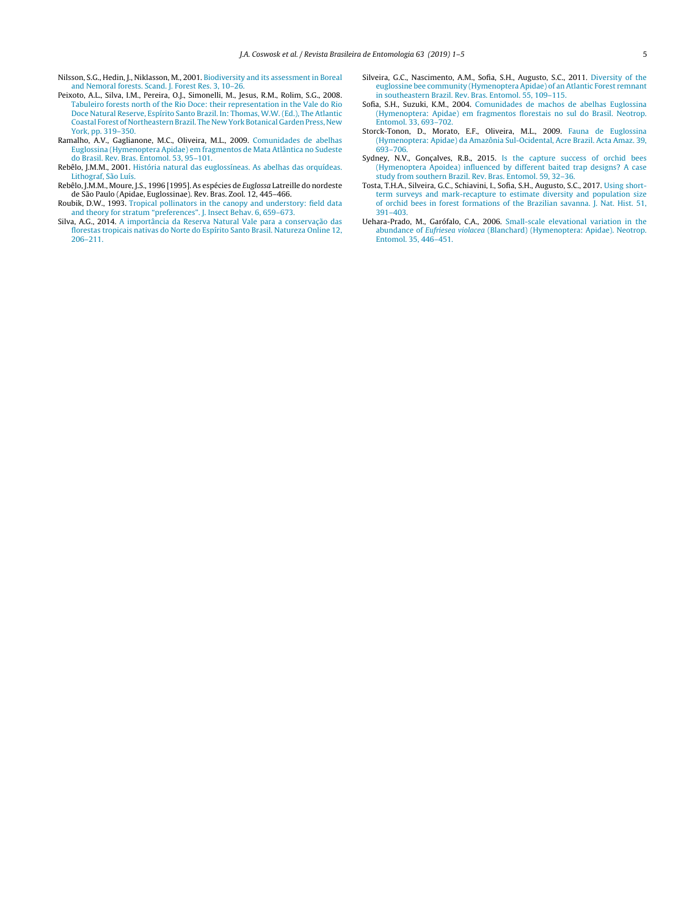Nilsson, S.G., Hedin, J., Niklasson, M., 2001. Biodiversity and its assessment in Boreal and Nemoral forests. Scand. J. Forest Res. 3, 10–26.

Peixoto, A.L., Silva, I.M., Pereira, O.J., Simonelli, M., Jesus, R.M., Rolim, S.G., 2008. Tabuleiro forests north of the Rio Doce: their representation in the Vale do Rio Doce Natural Reserve, Espírito Santo Brazil. In: Thomas, W.W. (Ed.), The Atlantic Coastal Forest of Northeastern Brazil. The New York Botanical Garden Press, New York, pp. 319–350.

Ramalho, A.V., Gaglianone, M.C., Oliveira, M.L., 2009. Comunidades de abelhas Euglossina (Hymenoptera Apidae) em fragmentos de Mata Atlântica no Sudeste do Brasil. Rev. Bras. Entomol. 53, 95–101.

Rebêlo, J.M.M., 2001. História natural das euglossíneas. As abelhas das orquídeas. Lithograf, São Luís.

Rebêlo, J.M.M., Moure, J.S., 1996 [1995]. As espécies de *Euglossa* Latreille do nordeste de São Paulo (Apidae, Euglossinae). Rev. Bras. Zool. 12, 445–466.

Roubik, D.W., 1993. Tropical pollinators in the canopy and understory: field data and theory for stratum "preferences". J. Insect Behav. 6, 659–673.

Silva, A.G., 2014. A importância da Reserva Natural Vale para a conservação das florestas tropicais nativas do Norte do Espírito Santo Brasil. Natureza Online 12, 206–211.

Silveira, G.C., Nascimento, A.M., Sofia, S.H., Augusto, S.C., 2011. Diversity of the euglossine bee community (Hymenoptera Apidae) of an Atlantic Forest remnant in southeastern Brazil. Rev. Bras. Entomol. 55, 109–115.

Sofia, S.H., Suzuki, K.M., 2004. Comunidades de machos de abelhas Euglossina (Hymenoptera: Apidae) em fragmentos florestais no sul do Brasil. Neotrop. Entomol. 33, 693–702.

Storck-Tonon, D., Morato, E.F., Oliveira, M.L., 2009. Fauna de Euglossina (Hymenoptera: Apidae) da Amazônia Sul-Ocidental, Acre Brazil. Acta Amaz. 39, 693–706.

Sydney, N.V., Gonçalves, R.B., 2015. Is the capture success of orchid bees (Hymenoptera Apoidea) influenced by different baited trap designs? A case study from southern Brazil. Rev. Bras. Entomol. 59, 32–36.

Tosta, T.H.A., Silveira, G.C., Schiavini, I., Sofia, S.H., Augusto, S.C., 2017. Using short-term surveys and mark-recapture to estimate diversity and population size of orchid bees in forest formations of the Brazilian savanna. J. Nat. Hist. 51, 391–403.

Uehara-Prado, M., Garófalo, C.A., 2006. Small-scale elevational variation in the abundance of *Eufriesea violacea* (Blanchard) (Hymenoptera: Apidae). Neotrop. Entomol. 35, 446–451.